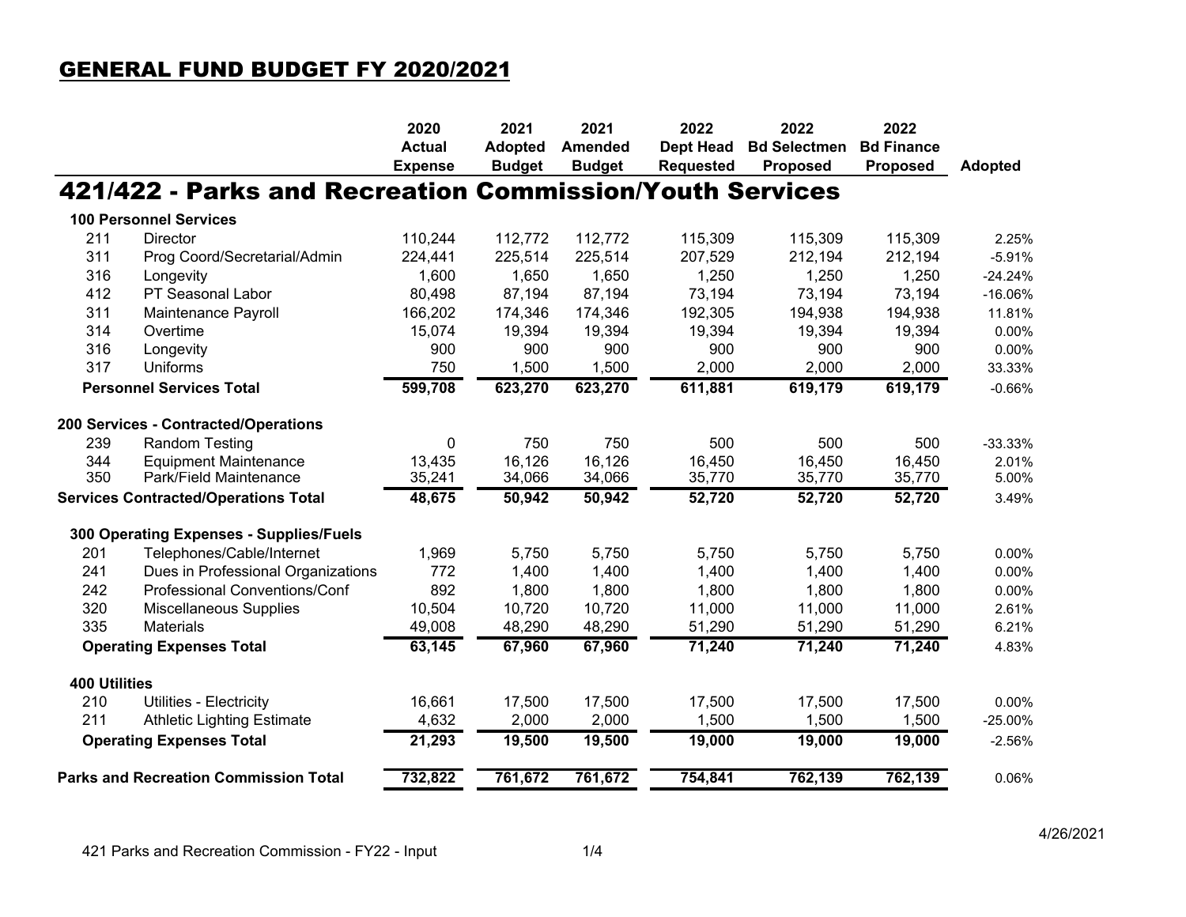# GENERAL FUND BUDGET FY 2020/2021

## 421/422 - Parks and Recreation Commission/Youth Services

| | | 2020 Actual Expense | 2021 Adopted Budget | 2021 Amended Budget | 2022 Dept Head Requested | 2022 Bd Selectmen Proposed | 2022 Bd Finance Proposed | Adopted |
|---|---|---|---|---|---|---|---|---|
| **100 Personnel Services** | | | | | | | | |
| 211 | Director | 110,244 | 112,772 | 112,772 | 115,309 | 115,309 | 115,309 | 2.25% |
| 311 | Prog Coord/Secretarial/Admin | 224,441 | 225,514 | 225,514 | 207,529 | 212,194 | 212,194 | -5.91% |
| 316 | Longevity | 1,600 | 1,650 | 1,650 | 1,250 | 1,250 | 1,250 | -24.24% |
| 412 | PT Seasonal Labor | 80,498 | 87,194 | 87,194 | 73,194 | 73,194 | 73,194 | -16.06% |
| 311 | Maintenance Payroll | 166,202 | 174,346 | 174,346 | 192,305 | 194,938 | 194,938 | 11.81% |
| 314 | Overtime | 15,074 | 19,394 | 19,394 | 19,394 | 19,394 | 19,394 | 0.00% |
| 316 | Longevity | 900 | 900 | 900 | 900 | 900 | 900 | 0.00% |
| 317 | Uniforms | 750 | 1,500 | 1,500 | 2,000 | 2,000 | 2,000 | 33.33% |
| **Personnel Services Total** | | **599,708** | **623,270** | **623,270** | **611,881** | **619,179** | **619,179** | -0.66% |
| **200 Services - Contracted/Operations** | | | | | | | | |
| 239 | Random Testing | 0 | 750 | 750 | 500 | 500 | 500 | -33.33% |
| 344 | Equipment Maintenance | 13,435 | 16,126 | 16,126 | 16,450 | 16,450 | 16,450 | 2.01% |
| 350 | Park/Field Maintenance | 35,241 | 34,066 | 34,066 | 35,770 | 35,770 | 35,770 | 5.00% |
| **Services Contracted/Operations Total** | | **48,675** | **50,942** | **50,942** | **52,720** | **52,720** | **52,720** | 3.49% |
| **300 Operating Expenses - Supplies/Fuels** | | | | | | | | |
| 201 | Telephones/Cable/Internet | 1,969 | 5,750 | 5,750 | 5,750 | 5,750 | 5,750 | 0.00% |
| 241 | Dues in Professional Organizations | 772 | 1,400 | 1,400 | 1,400 | 1,400 | 1,400 | 0.00% |
| 242 | Professional Conventions/Conf | 892 | 1,800 | 1,800 | 1,800 | 1,800 | 1,800 | 0.00% |
| 320 | Miscellaneous Supplies | 10,504 | 10,720 | 10,720 | 11,000 | 11,000 | 11,000 | 2.61% |
| 335 | Materials | 49,008 | 48,290 | 48,290 | 51,290 | 51,290 | 51,290 | 6.21% |
| **Operating Expenses Total** | | **63,145** | **67,960** | **67,960** | **71,240** | **71,240** | **71,240** | 4.83% |
| **400 Utilities** | | | | | | | | |
| 210 | Utilities - Electricity | 16,661 | 17,500 | 17,500 | 17,500 | 17,500 | 17,500 | 0.00% |
| 211 | Athletic Lighting Estimate | 4,632 | 2,000 | 2,000 | 1,500 | 1,500 | 1,500 | -25.00% |
| **Operating Expenses Total** | | **21,293** | **19,500** | **19,500** | **19,000** | **19,000** | **19,000** | -2.56% |
| **Parks and Recreation Commission Total** | | **732,822** | **761,672** | **761,672** | **754,841** | **762,139** | **762,139** | 0.06% |

421 Parks and Recreation Commission - FY22 - Input

4/26/2021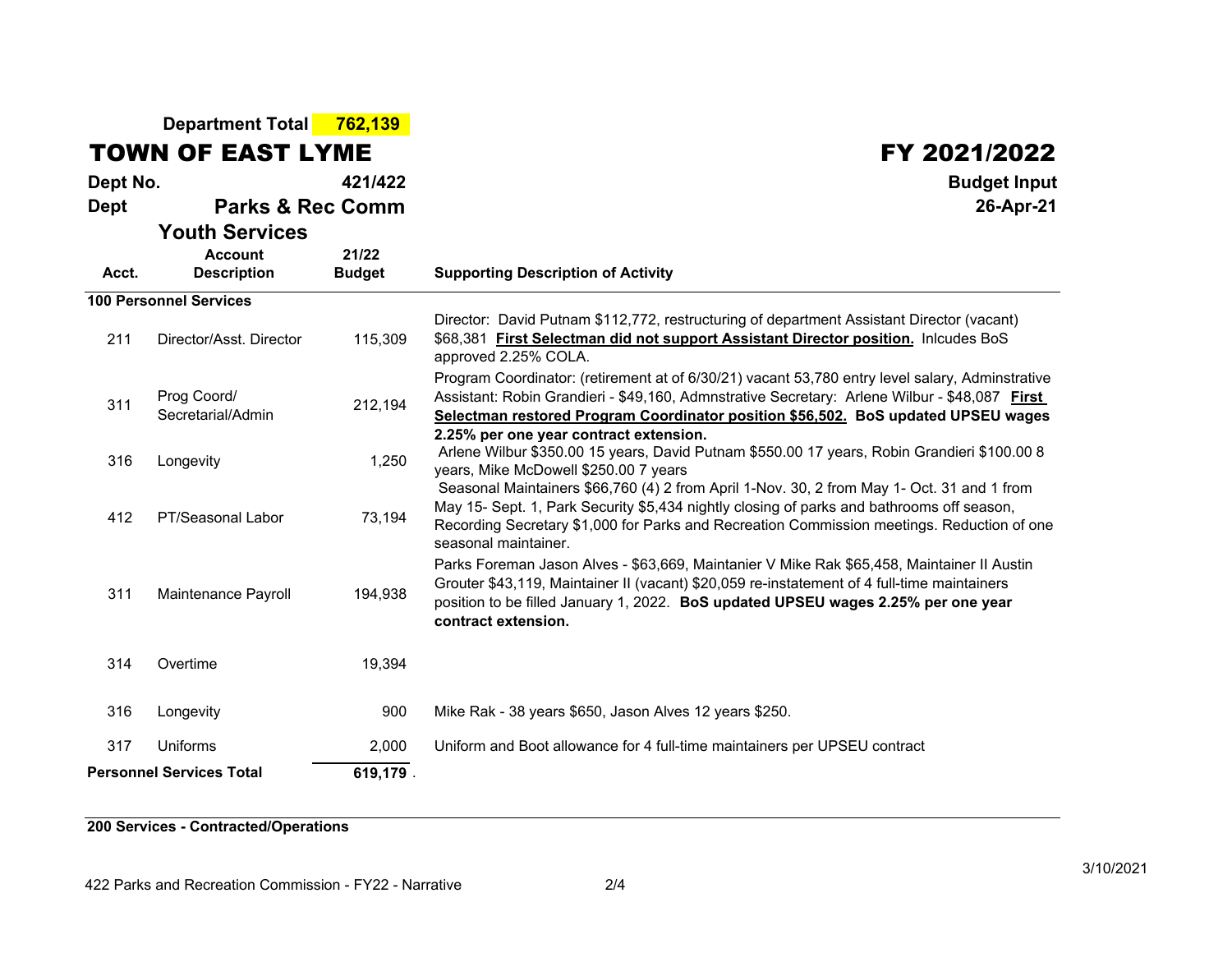**Department Total 762,139**

# TOWN OF EAST LYME

# FY 2021/2022

**Dept No.** **421/422**

**Budget Input**

**Dept** **Parks & Rec Comm**

**Youth Services**

**26-Apr-21**

| Acct. | Account Description | 21/22 Budget | Supporting Description of Activity |
|---|---|---|---|
| **100 Personnel Services** | | | |
| 211 | Director/Asst. Director | 115,309 | Director: David Putnam $112,772, restructuring of department Assistant Director (vacant) $68,381 **First Selectman did not support Assistant Director position.** Inlcudes BoS approved 2.25% COLA. |
| 311 | Prog Coord/ Secretarial/Admin | 212,194 | Program Coordinator: (retirement at of 6/30/21) vacant 53,780 entry level salary, Adminstrative Assistant: Robin Grandieri - $49,160, Admnstrative Secretary: Arlene Wilbur - $48,087 **First Selectman restored Program Coordinator position $56,502. BoS updated UPSEU wages 2.25% per one year contract extension.** |
| 316 | Longevity | 1,250 | Arlene Wilbur $350.00 15 years, David Putnam $550.00 17 years, Robin Grandieri $100.00 8 years, Mike McDowell $250.00 7 years |
| 412 | PT/Seasonal Labor | 73,194 | Seasonal Maintainers $66,760 (4) 2 from April 1-Nov. 30, 2 from May 1- Oct. 31 and 1 from May 15- Sept. 1, Park Security $5,434 nightly closing of parks and bathrooms off season, Recording Secretary $1,000 for Parks and Recreation Commission meetings. Reduction of one seasonal maintainer. |
| 311 | Maintenance Payroll | 194,938 | Parks Foreman Jason Alves - $63,669, Maintanier V Mike Rak $65,458, Maintainer II Austin Grouter $43,119, Maintainer II (vacant) $20,059 re-instatement of 4 full-time maintainers position to be filled January 1, 2022. **BoS updated UPSEU wages 2.25% per one year contract extension.** |
| 314 | Overtime | 19,394 | |
| 316 | Longevity | 900 | Mike Rak - 38 years $650, Jason Alves 12 years $250. |
| 317 | Uniforms | 2,000 | Uniform and Boot allowance for 4 full-time maintainers per UPSEU contract |
| **Personnel Services Total** | | **619,179** . | |

**200 Services - Contracted/Operations**

422 Parks and Recreation Commission - FY22 - Narrative

3/10/2021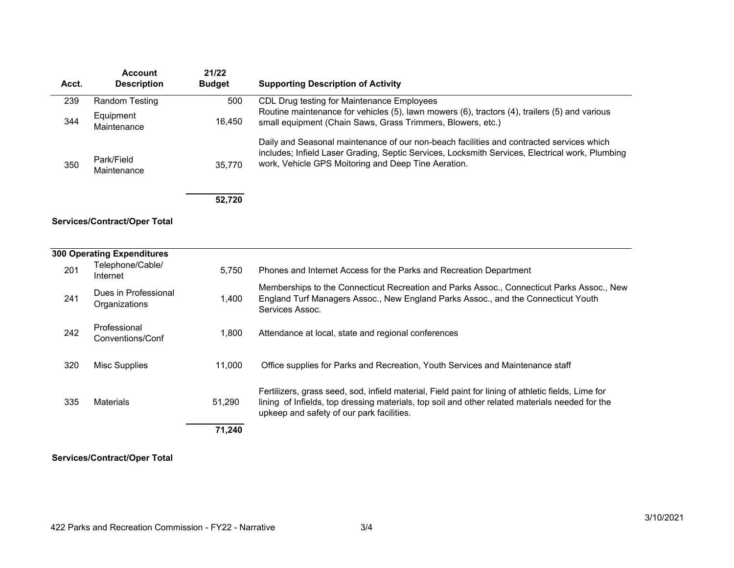| Acct. | Account Description | 21/22 Budget | Supporting Description of Activity |
|---|---|---|---|
| 239 | Random Testing | 500 | CDL Drug testing for Maintenance Employees |
| 344 | Equipment Maintenance | 16,450 | Routine maintenance for vehicles (5), lawn mowers (6), tractors (4), trailers (5) and various small equipment (Chain Saws, Grass Trimmers, Blowers, etc.) |
| 350 | Park/Field Maintenance | 35,770 | Daily and Seasonal maintenance of our non-beach facilities and contracted services which includes; Infield Laser Grading, Septic Services, Locksmith Services, Electrical work, Plumbing work, Vehicle GPS Moitoring and Deep Tine Aeration. |
| | | **52,720** | |

**Services/Contract/Oper Total**

| Acct. | Account Description | 21/22 Budget | Supporting Description of Activity |
|---|---|---|---|
| **300 Operating Expenditures** | | | |
| 201 | Telephone/Cable/ Internet | 5,750 | Phones and Internet Access for the Parks and Recreation Department |
| 241 | Dues in Professional Organizations | 1,400 | Memberships to the Connecticut Recreation and Parks Assoc., Connecticut Parks Assoc., New England Turf Managers Assoc., New England Parks Assoc., and the Connecticut Youth Services Assoc. |
| 242 | Professional Conventions/Conf | 1,800 | Attendance at local, state and regional conferences |
| 320 | Misc Supplies | 11,000 | Office supplies for Parks and Recreation, Youth Services and Maintenance staff |
| 335 | Materials | 51,290 | Fertilizers, grass seed, sod, infield material, Field paint for lining of athletic fields, Lime for lining of Infields, top dressing materials, top soil and other related materials needed for the upkeep and safety of our park facilities. |
| | | **71,240** | |

**Services/Contract/Oper Total**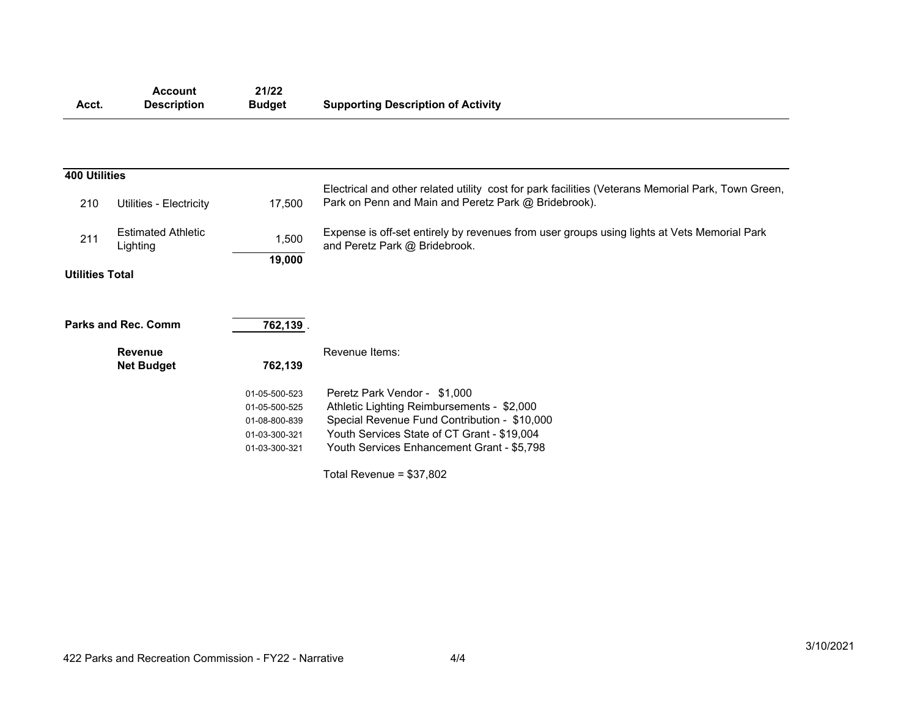| Acct. | Account Description | 21/22 Budget | Supporting Description of Activity |
|---|---|---|---|
| **400 Utilities** | | | |
| 210 | Utilities - Electricity | 17,500 | Electrical and other related utility cost for park facilities (Veterans Memorial Park, Town Green, Park on Penn and Main and Peretz Park @ Bridebrook). |
| 211 | Estimated Athletic Lighting | 1,500 | Expense is off-set entirely by revenues from user groups using lights at Vets Memorial Park and Peretz Park @ Bridebrook. |
| **Utilities Total** | | **19,000** | |
| **Parks and Rec. Comm** | | **762,139** | . |
| | **Revenue** | | Revenue Items: |
| | **Net Budget** | **762,139** | |
| | | 01-05-500-523 | Peretz Park Vendor - $1,000 |
| | | 01-05-500-525 | Athletic Lighting Reimbursements - $2,000 |
| | | 01-08-800-839 | Special Revenue Fund Contribution - $10,000 |
| | | 01-03-300-321 | Youth Services State of CT Grant - $19,004 |
| | | 01-03-300-321 | Youth Services Enhancement Grant - $5,798 |
| | | | Total Revenue = $37,802 |

422 Parks and Recreation Commission - FY22 - Narrative

3/10/2021